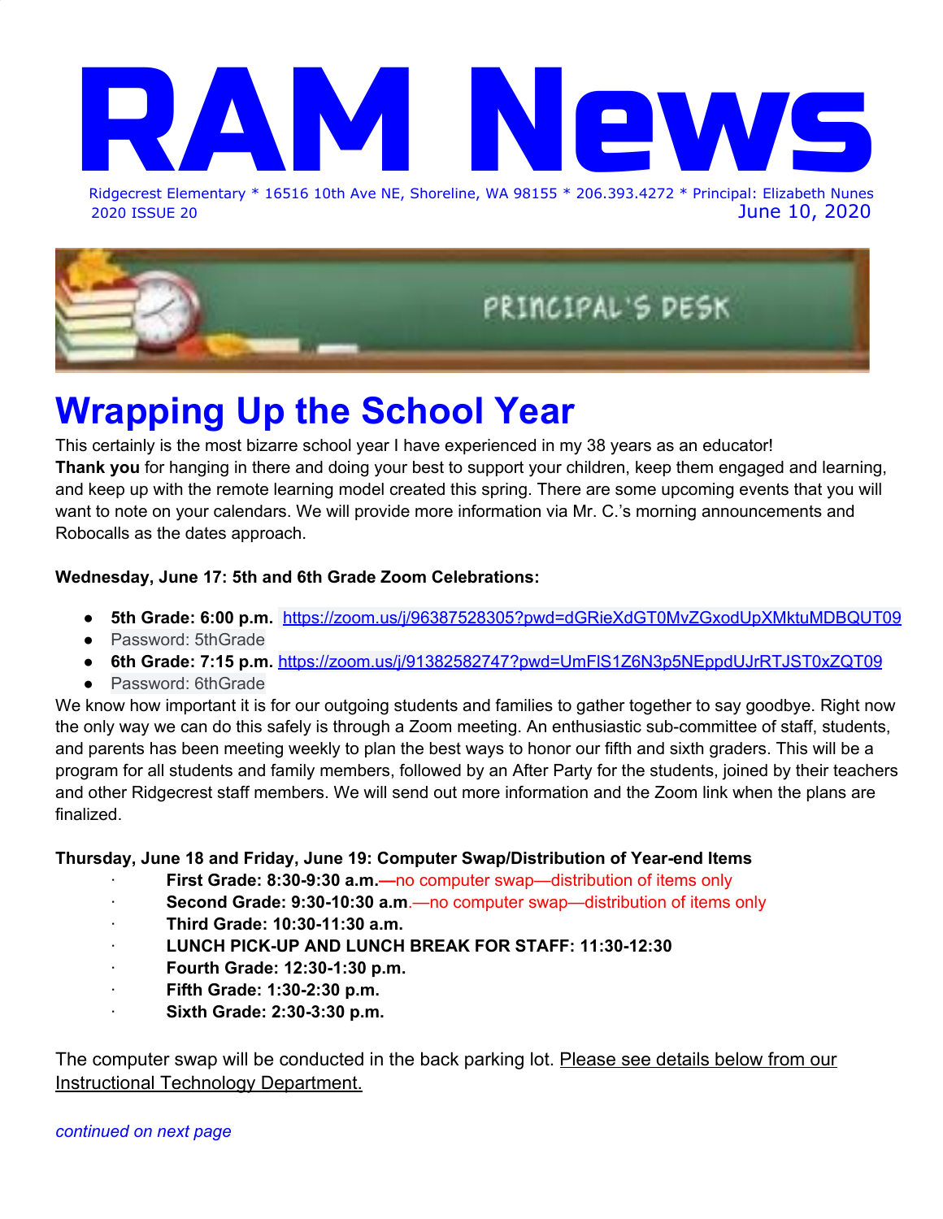# RAM News

Ridgecrest Elementary * 16516 10th Ave NE, Shoreline, WA 98155 * 206.393.4272 * Principal: Elizabeth Nunes
2020 ISSUE 20 June 10, 2020

PRINCIPAL'S DESK

## Wrapping Up the School Year

This certainly is the most bizarre school year I have experienced in my 38 years as an educator! **Thank you** for hanging in there and doing your best to support your children, keep them engaged and learning, and keep up with the remote learning model created this spring. There are some upcoming events that you will want to note on your calendars. We will provide more information via Mr. C.'s morning announcements and Robocalls as the dates approach.

**Wednesday, June 17: 5th and 6th Grade Zoom Celebrations:**

- **5th Grade: 6:00 p.m.** https://zoom.us/j/96387528305?pwd=dGRieXdGT0MvZGxodUpXMktuMDBQUT09
- Password: 5thGrade
- **6th Grade: 7:15 p.m.** https://zoom.us/j/91382582747?pwd=UmFlS1Z6N3p5NEppdUJrRTJST0xZQT09
- Password: 6thGrade

We know how important it is for our outgoing students and families to gather together to say goodbye. Right now the only way we can do this safely is through a Zoom meeting. An enthusiastic sub-committee of staff, students, and parents has been meeting weekly to plan the best ways to honor our fifth and sixth graders. This will be a program for all students and family members, followed by an After Party for the students, joined by their teachers and other Ridgecrest staff members. We will send out more information and the Zoom link when the plans are finalized.

**Thursday, June 18 and Friday, June 19: Computer Swap/Distribution of Year-end Items**

- **First Grade: 8:30-9:30 a.m.**—no computer swap—distribution of items only
- **Second Grade: 9:30-10:30 a.m**.—no computer swap—distribution of items only
- **Third Grade: 10:30-11:30 a.m.**
- **LUNCH PICK-UP AND LUNCH BREAK FOR STAFF: 11:30-12:30**
- **Fourth Grade: 12:30-1:30 p.m.**
- **Fifth Grade: 1:30-2:30 p.m.**
- **Sixth Grade: 2:30-3:30 p.m.**

The computer swap will be conducted in the back parking lot. Please see details below from our Instructional Technology Department.

*continued on next page*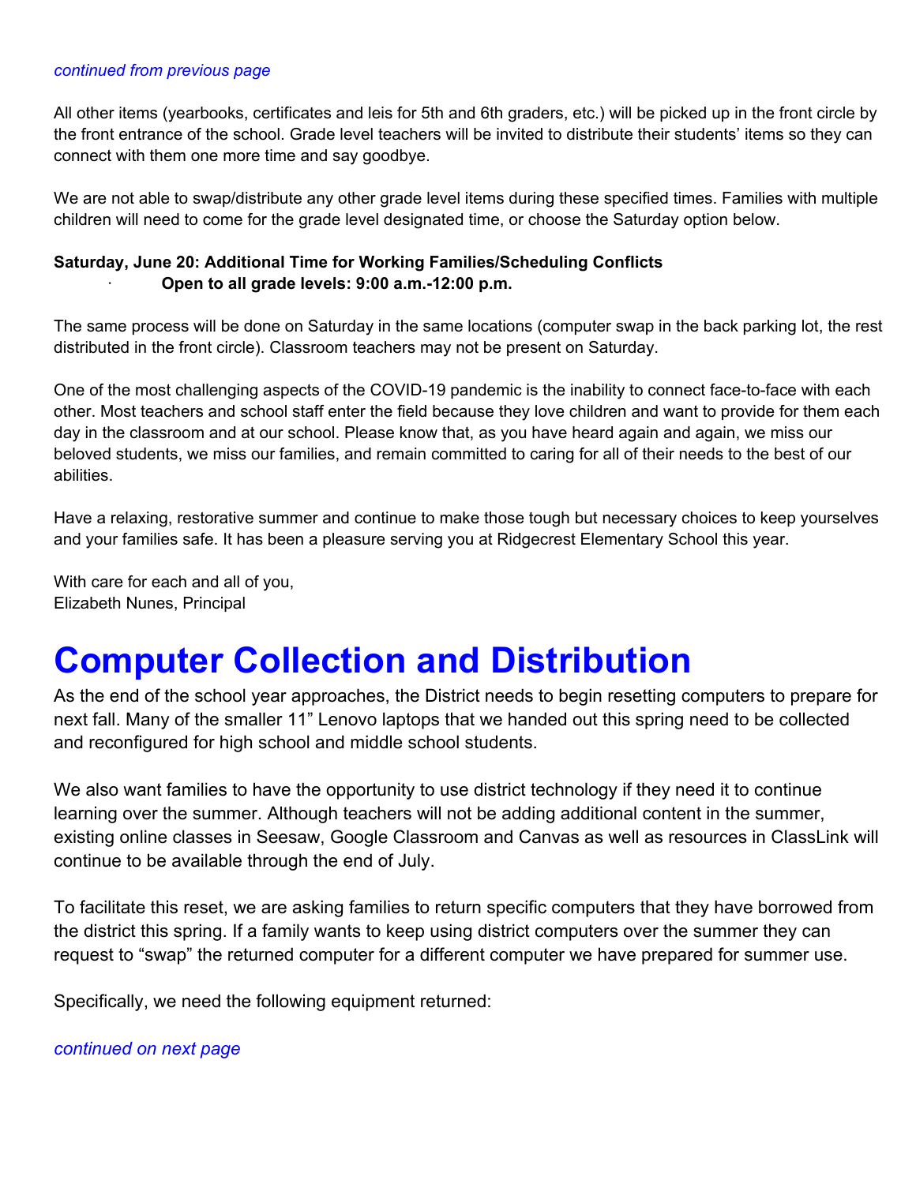*continued from previous page*

All other items (yearbooks, certificates and leis for 5th and 6th graders, etc.) will be picked up in the front circle by the front entrance of the school. Grade level teachers will be invited to distribute their students' items so they can connect with them one more time and say goodbye.

We are not able to swap/distribute any other grade level items during these specified times. Families with multiple children will need to come for the grade level designated time, or choose the Saturday option below.

**Saturday, June 20: Additional Time for Working Families/Scheduling Conflicts**

- **Open to all grade levels: 9:00 a.m.-12:00 p.m.**

The same process will be done on Saturday in the same locations (computer swap in the back parking lot, the rest distributed in the front circle). Classroom teachers may not be present on Saturday.

One of the most challenging aspects of the COVID-19 pandemic is the inability to connect face-to-face with each other. Most teachers and school staff enter the field because they love children and want to provide for them each day in the classroom and at our school. Please know that, as you have heard again and again, we miss our beloved students, we miss our families, and remain committed to caring for all of their needs to the best of our abilities.

Have a relaxing, restorative summer and continue to make those tough but necessary choices to keep yourselves and your families safe. It has been a pleasure serving you at Ridgecrest Elementary School this year.

With care for each and all of you,
Elizabeth Nunes, Principal

# Computer Collection and Distribution

As the end of the school year approaches, the District needs to begin resetting computers to prepare for next fall. Many of the smaller 11" Lenovo laptops that we handed out this spring need to be collected and reconfigured for high school and middle school students.

We also want families to have the opportunity to use district technology if they need it to continue learning over the summer. Although teachers will not be adding additional content in the summer, existing online classes in Seesaw, Google Classroom and Canvas as well as resources in ClassLink will continue to be available through the end of July.

To facilitate this reset, we are asking families to return specific computers that they have borrowed from the district this spring. If a family wants to keep using district computers over the summer they can request to "swap" the returned computer for a different computer we have prepared for summer use.

Specifically, we need the following equipment returned:

*continued on next page*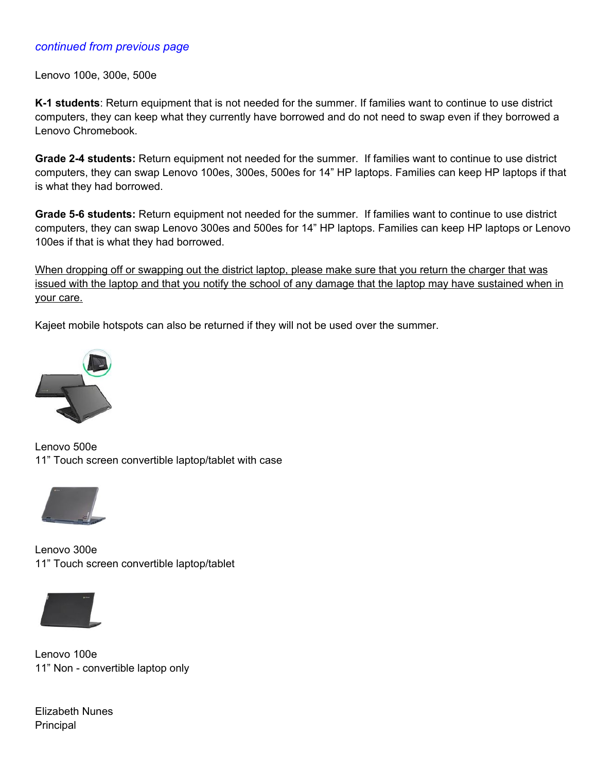*continued from previous page*

Lenovo 100e, 300e, 500e

**K-1 students**: Return equipment that is not needed for the summer. If families want to continue to use district computers, they can keep what they currently have borrowed and do not need to swap even if they borrowed a Lenovo Chromebook.

**Grade 2-4 students:** Return equipment not needed for the summer. If families want to continue to use district computers, they can swap Lenovo 100es, 300es, 500es for 14" HP laptops. Families can keep HP laptops if that is what they had borrowed.

**Grade 5-6 students:** Return equipment not needed for the summer. If families want to continue to use district computers, they can swap Lenovo 300es and 500es for 14" HP laptops. Families can keep HP laptops or Lenovo 100es if that is what they had borrowed.

<u>When dropping off or swapping out the district laptop, please make sure that you return the charger that was issued with the laptop and that you notify the school of any damage that the laptop may have sustained when in your care.</u>

Kajeet mobile hotspots can also be returned if they will not be used over the summer.

Lenovo 500e
11" Touch screen convertible laptop/tablet with case

Lenovo 300e
11" Touch screen convertible laptop/tablet

Lenovo 100e
11" Non - convertible laptop only

Elizabeth Nunes
Principal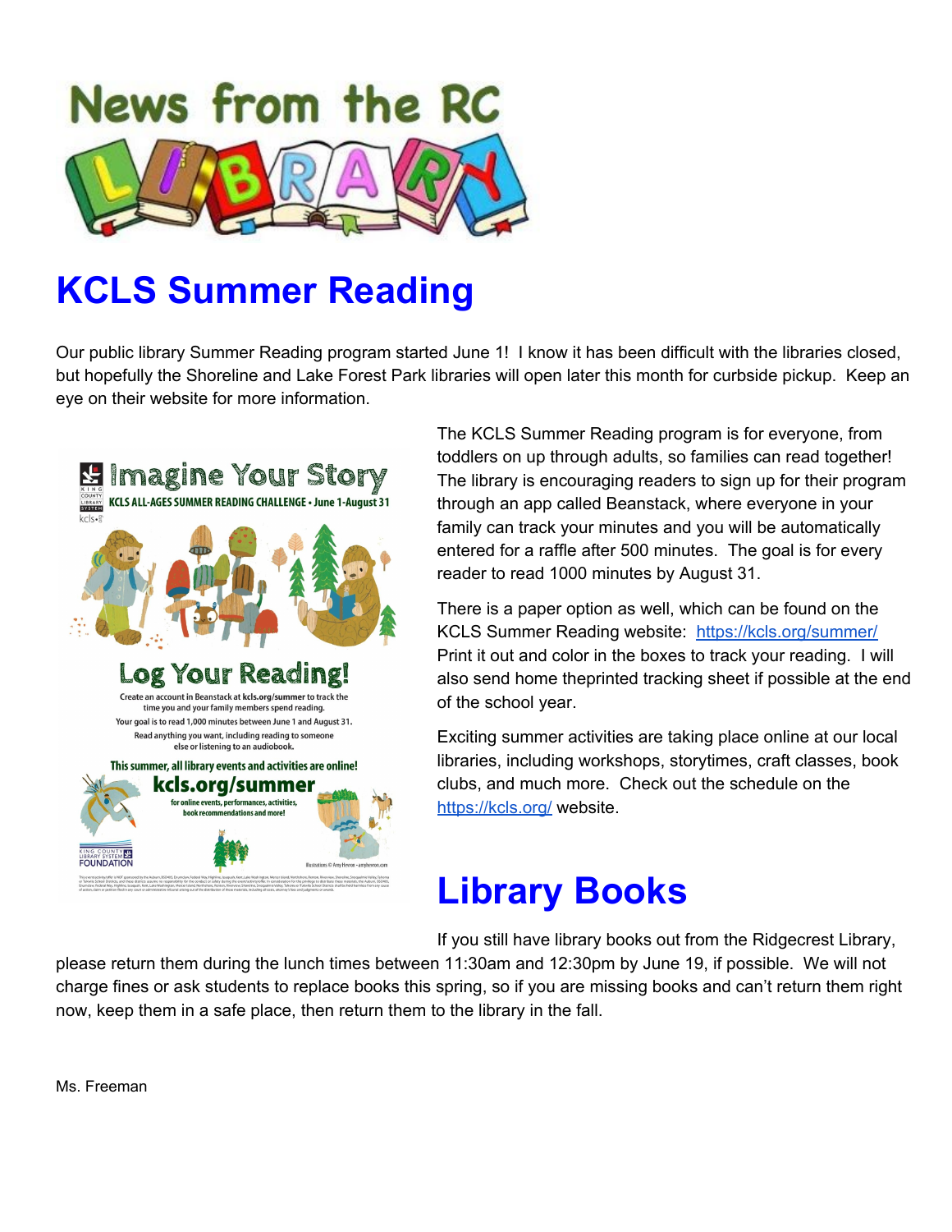# News from the RC LIBRARY

## KCLS Summer Reading

Our public library Summer Reading program started June 1! I know it has been difficult with the libraries closed, but hopefully the Shoreline and Lake Forest Park libraries will open later this month for curbside pickup. Keep an eye on their website for more information.

Imagine Your Story

KCLS ALL-AGES SUMMER READING CHALLENGE • June 1-August 31

Log Your Reading!

Create an account in Beanstack at kcls.org/summer to track the time you and your family members spend reading.

Your goal is to read 1,000 minutes between June 1 and August 31.

Read anything you want, including reading to someone else or listening to an audiobook.

This summer, all library events and activities are online!

kcls.org/summer

for online events, performances, activities, book recommendations and more!

The KCLS Summer Reading program is for everyone, from toddlers on up through adults, so families can read together! The library is encouraging readers to sign up for their program through an app called Beanstack, where everyone in your family can track your minutes and you will be automatically entered for a raffle after 500 minutes. The goal is for every reader to read 1000 minutes by August 31.

There is a paper option as well, which can be found on the KCLS Summer Reading website: [https://kcls.org/summer/](https://kcls.org/summer/) Print it out and color in the boxes to track your reading. I will also send home theprinted tracking sheet if possible at the end of the school year.

Exciting summer activities are taking place online at our local libraries, including workshops, storytimes, craft classes, book clubs, and much more. Check out the schedule on the [https://kcls.org/](https://kcls.org/) website.

## Library Books

If you still have library books out from the Ridgecrest Library, please return them during the lunch times between 11:30am and 12:30pm by June 19, if possible. We will not charge fines or ask students to replace books this spring, so if you are missing books and can't return them right now, keep them in a safe place, then return them to the library in the fall.

Ms. Freeman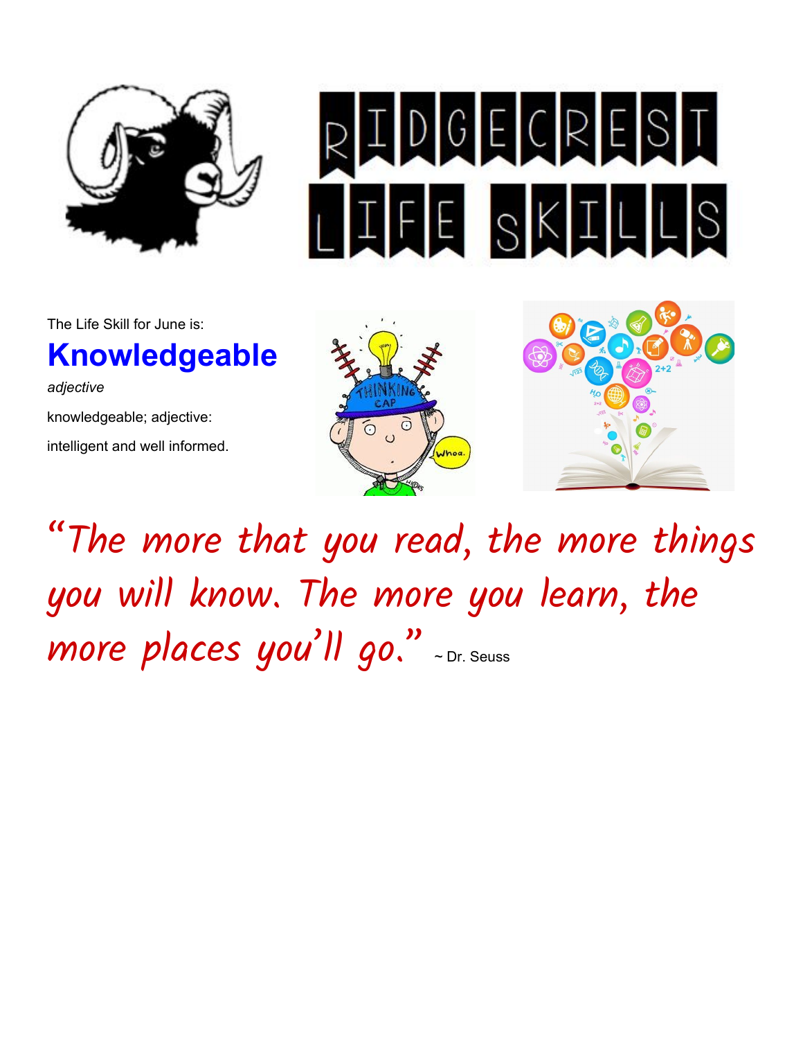# RIDGECREST LIFE SKILLS

The Life Skill for June is:

## Knowledgeable

*adjective*

knowledgeable; adjective:

intelligent and well informed.

"The more that you read, the more things you will know. The more you learn, the more places you'll go." ~ Dr. Seuss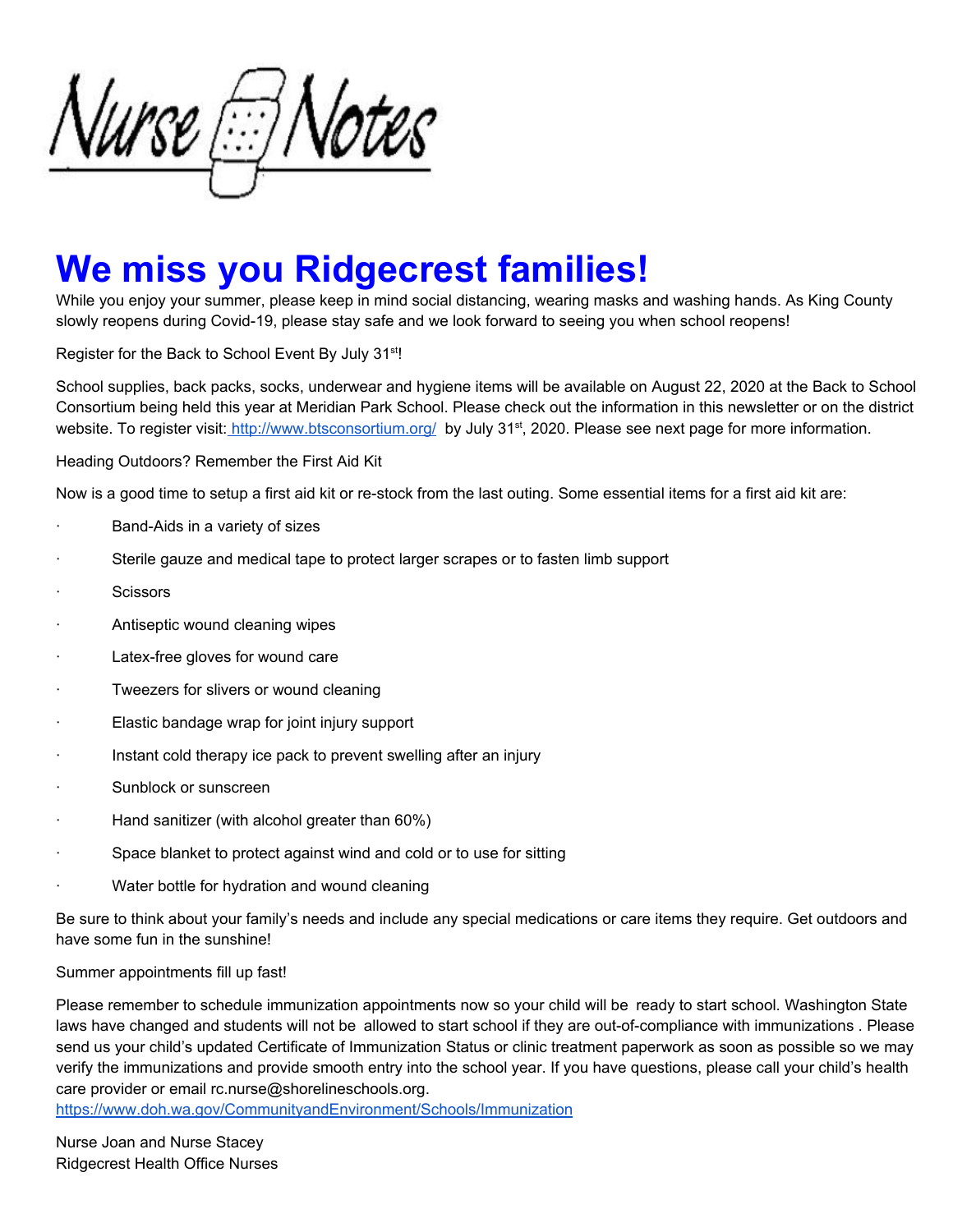# Nurse Notes

# We miss you Ridgecrest families!

While you enjoy your summer, please keep in mind social distancing, wearing masks and washing hands. As King County slowly reopens during Covid-19, please stay safe and we look forward to seeing you when school reopens!

Register for the Back to School Event By July 31st!

School supplies, back packs, socks, underwear and hygiene items will be available on August 22, 2020 at the Back to School Consortium being held this year at Meridian Park School. Please check out the information in this newsletter or on the district website. To register visit: http://www.btsconsortium.org/ by July 31st, 2020. Please see next page for more information.

Heading Outdoors? Remember the First Aid Kit

Now is a good time to setup a first aid kit or re-stock from the last outing. Some essential items for a first aid kit are:

- Band-Aids in a variety of sizes
- Sterile gauze and medical tape to protect larger scrapes or to fasten limb support
- Scissors
- Antiseptic wound cleaning wipes
- Latex-free gloves for wound care
- Tweezers for slivers or wound cleaning
- Elastic bandage wrap for joint injury support
- Instant cold therapy ice pack to prevent swelling after an injury
- Sunblock or sunscreen
- Hand sanitizer (with alcohol greater than 60%)
- Space blanket to protect against wind and cold or to use for sitting
- Water bottle for hydration and wound cleaning

Be sure to think about your family's needs and include any special medications or care items they require. Get outdoors and have some fun in the sunshine!

Summer appointments fill up fast!

Please remember to schedule immunization appointments now so your child will be ready to start school. Washington State laws have changed and students will not be allowed to start school if they are out-of-compliance with immunizations . Please send us your child's updated Certificate of Immunization Status or clinic treatment paperwork as soon as possible so we may verify the immunizations and provide smooth entry into the school year. If you have questions, please call your child's health care provider or email rc.nurse@shorelineschools.org.
https://www.doh.wa.gov/CommunityandEnvironment/Schools/Immunization

Nurse Joan and Nurse Stacey
Ridgecrest Health Office Nurses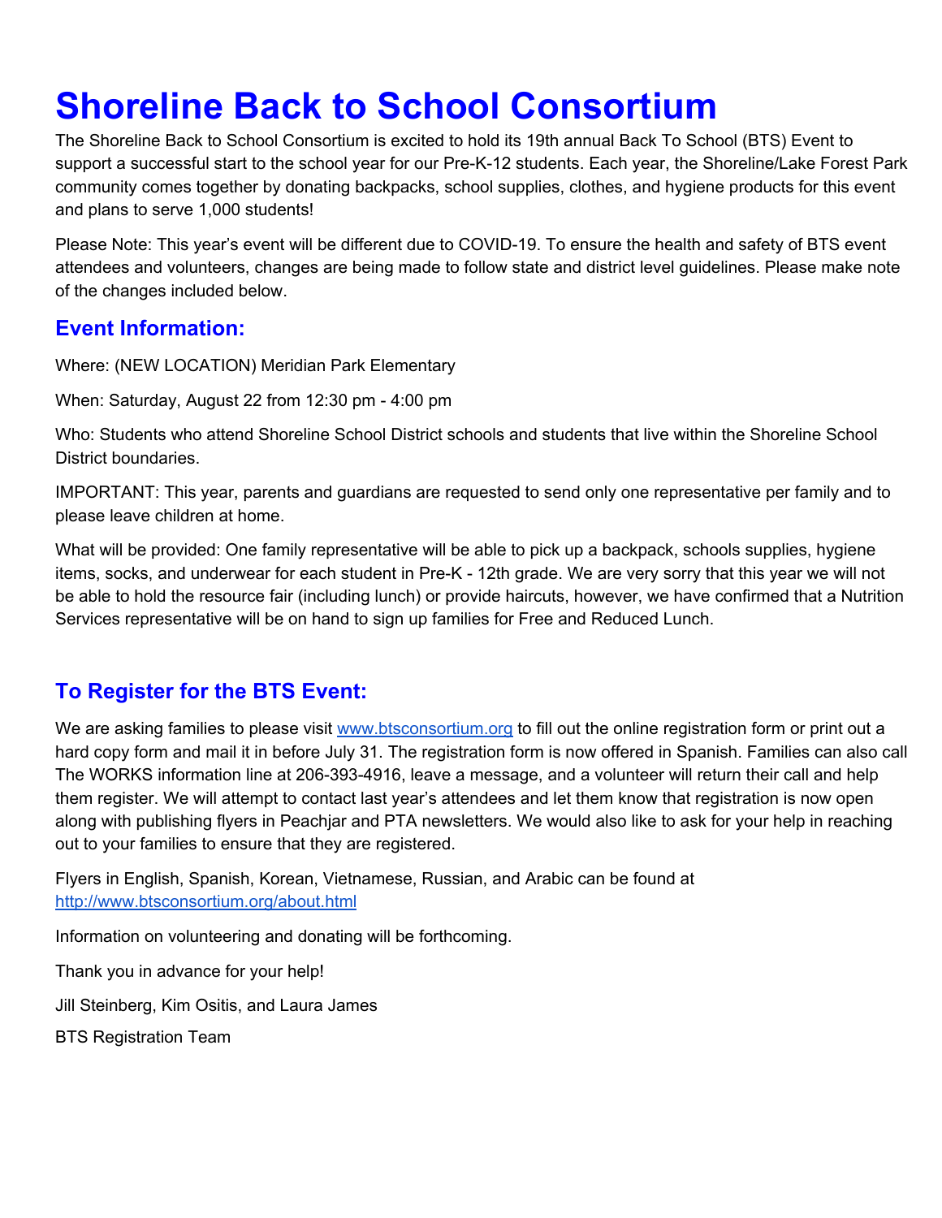# Shoreline Back to School Consortium

The Shoreline Back to School Consortium is excited to hold its 19th annual Back To School (BTS) Event to support a successful start to the school year for our Pre-K-12 students. Each year, the Shoreline/Lake Forest Park community comes together by donating backpacks, school supplies, clothes, and hygiene products for this event and plans to serve 1,000 students!

Please Note: This year's event will be different due to COVID-19. To ensure the health and safety of BTS event attendees and volunteers, changes are being made to follow state and district level guidelines. Please make note of the changes included below.

## Event Information:

Where: (NEW LOCATION) Meridian Park Elementary

When: Saturday, August 22 from 12:30 pm - 4:00 pm

Who: Students who attend Shoreline School District schools and students that live within the Shoreline School District boundaries.

IMPORTANT: This year, parents and guardians are requested to send only one representative per family and to please leave children at home.

What will be provided: One family representative will be able to pick up a backpack, schools supplies, hygiene items, socks, and underwear for each student in Pre-K - 12th grade. We are very sorry that this year we will not be able to hold the resource fair (including lunch) or provide haircuts, however, we have confirmed that a Nutrition Services representative will be on hand to sign up families for Free and Reduced Lunch.

## To Register for the BTS Event:

We are asking families to please visit [www.btsconsortium.org](http://www.btsconsortium.org) to fill out the online registration form or print out a hard copy form and mail it in before July 31. The registration form is now offered in Spanish. Families can also call The WORKS information line at 206-393-4916, leave a message, and a volunteer will return their call and help them register. We will attempt to contact last year's attendees and let them know that registration is now open along with publishing flyers in Peachjar and PTA newsletters. We would also like to ask for your help in reaching out to your families to ensure that they are registered.

Flyers in English, Spanish, Korean, Vietnamese, Russian, and Arabic can be found at [http://www.btsconsortium.org/about.html](http://www.btsconsortium.org/about.html)

Information on volunteering and donating will be forthcoming.

Thank you in advance for your help!

Jill Steinberg, Kim Ositis, and Laura James

BTS Registration Team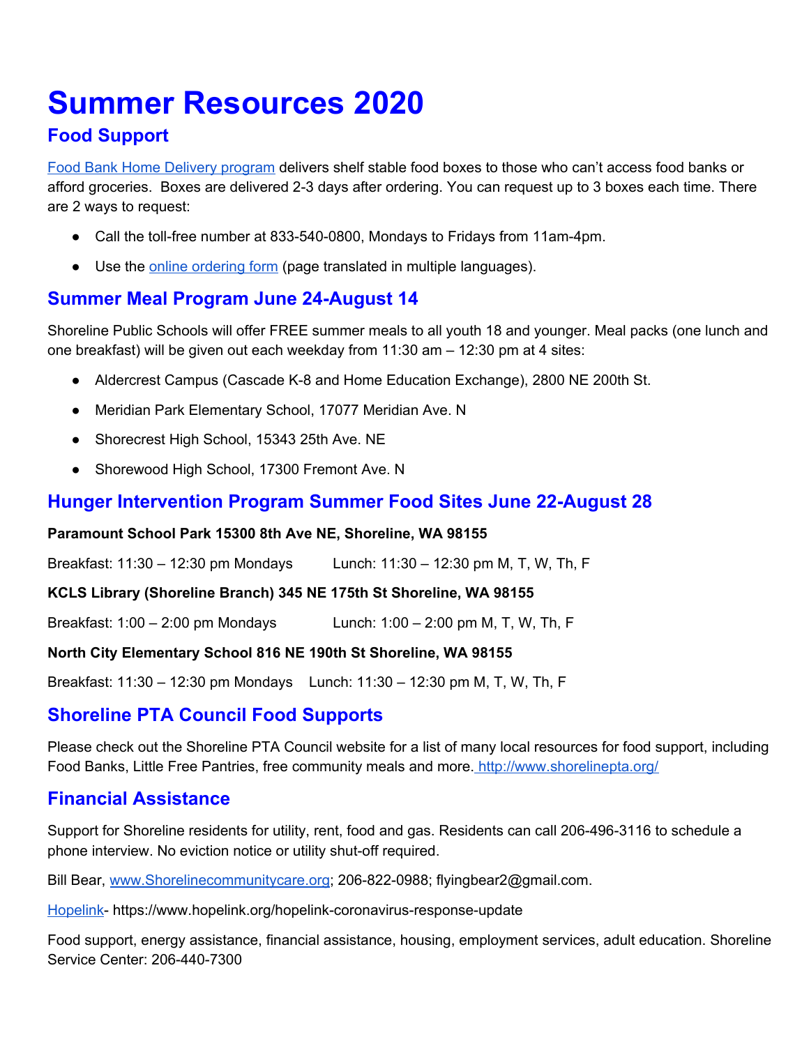# Summer Resources 2020

## Food Support

Food Bank Home Delivery program delivers shelf stable food boxes to those who can't access food banks or afford groceries. Boxes are delivered 2-3 days after ordering. You can request up to 3 boxes each time. There are 2 ways to request:

- Call the toll-free number at 833-540-0800, Mondays to Fridays from 11am-4pm.
- Use the online ordering form (page translated in multiple languages).

## Summer Meal Program June 24-August 14

Shoreline Public Schools will offer FREE summer meals to all youth 18 and younger. Meal packs (one lunch and one breakfast) will be given out each weekday from 11:30 am – 12:30 pm at 4 sites:

- Aldercrest Campus (Cascade K-8 and Home Education Exchange), 2800 NE 200th St.
- Meridian Park Elementary School, 17077 Meridian Ave. N
- Shorecrest High School, 15343 25th Ave. NE
- Shorewood High School, 17300 Fremont Ave. N

## Hunger Intervention Program Summer Food Sites June 22-August 28

**Paramount School Park 15300 8th Ave NE, Shoreline, WA 98155**

Breakfast: 11:30 – 12:30 pm Mondays Lunch: 11:30 – 12:30 pm M, T, W, Th, F

**KCLS Library (Shoreline Branch) 345 NE 175th St Shoreline, WA 98155**

Breakfast: 1:00 – 2:00 pm Mondays Lunch: 1:00 – 2:00 pm M, T, W, Th, F

**North City Elementary School 816 NE 190th St Shoreline, WA 98155**

Breakfast: 11:30 – 12:30 pm Mondays Lunch: 11:30 – 12:30 pm M, T, W, Th, F

## Shoreline PTA Council Food Supports

Please check out the Shoreline PTA Council website for a list of many local resources for food support, including Food Banks, Little Free Pantries, free community meals and more. http://www.shorelinepta.org/

## Financial Assistance

Support for Shoreline residents for utility, rent, food and gas. Residents can call 206-496-3116 to schedule a phone interview. No eviction notice or utility shut-off required.

Bill Bear, www.Shorelinecommunitycare.org; 206-822-0988; flyingbear2@gmail.com.

Hopelink- https://www.hopelink.org/hopelink-coronavirus-response-update

Food support, energy assistance, financial assistance, housing, employment services, adult education. Shoreline Service Center: 206-440-7300